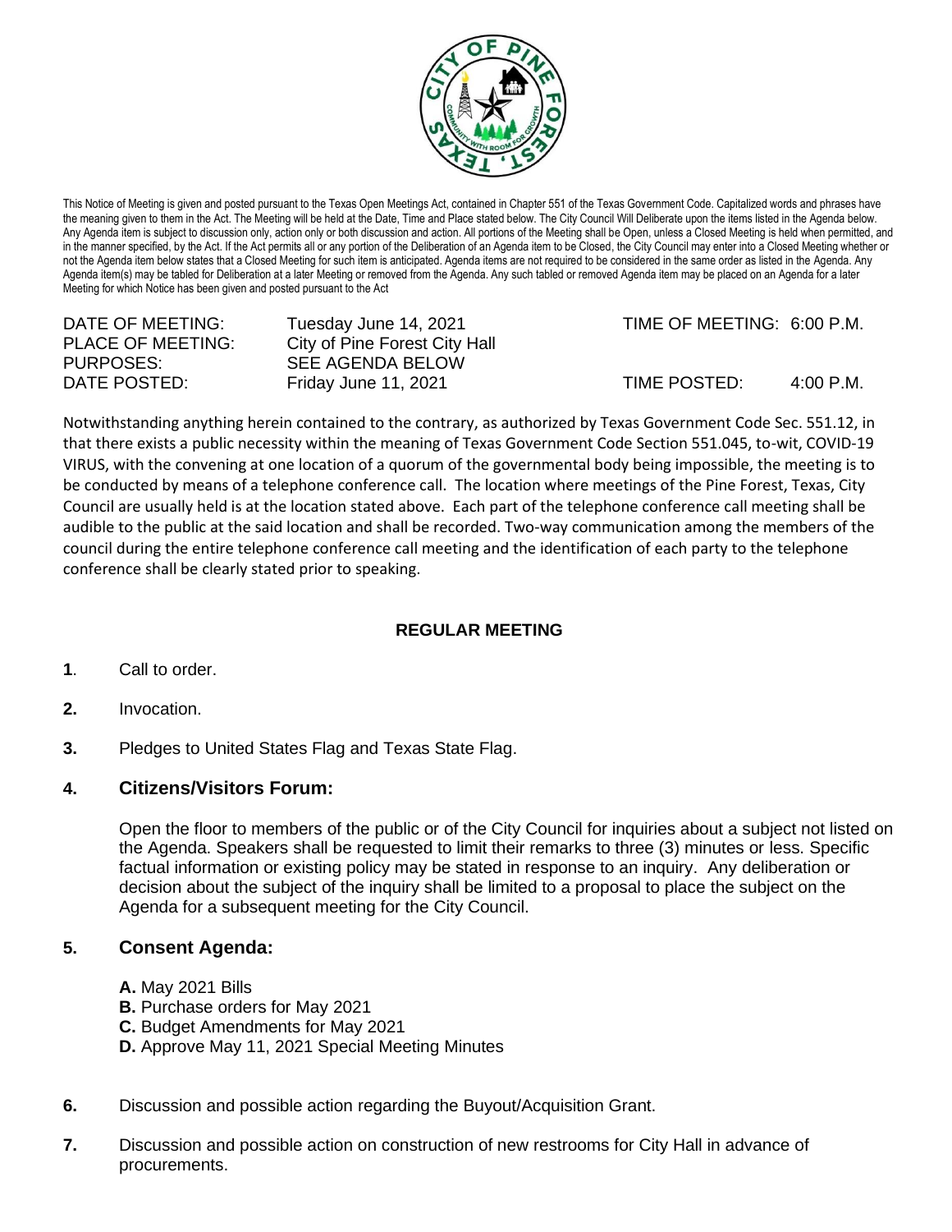This Notice of Meeting is given and posted pursuant to the Texas Open Meetings Act, contained in Chapter 551 of the Texas Government Code. Capitalized words and phrases have the meaning given to them in the Act. The Meeting will be held at the Date, Time and Place stated below. The City Council Will Deliberate upon the items listed in the Agenda below. Any Agenda item is subject to discussion only, action only or both discussion and action. All portions of the Meeting shall be Open, unless a Closed Meeting is held when permitted, and in the manner specified, by the Act. If the Act permits all or any portion of the Deliberation of an Agenda item to be Closed, the City Council may enter into a Closed Meeting whether or not the Agenda item below states that a Closed Meeting for such item is anticipated. Agenda items are not required to be considered in the same order as listed in the Agenda. Any Agenda item(s) may be tabled for Deliberation at a later Meeting or removed from the Agenda. Any such tabled or removed Agenda item may be placed on an Agenda for a later Meeting for which Notice has been given and posted pursuant to the Act

| | | | |
|---|---|---|---|
| DATE OF MEETING: | Tuesday June 14, 2021 | TIME OF MEETING: | 6:00 P.M. |
| PLACE OF MEETING: | City of Pine Forest City Hall | | |
| PURPOSES: | SEE AGENDA BELOW | | |
| DATE POSTED: | Friday June 11, 2021 | TIME POSTED: | 4:00 P.M. |

Notwithstanding anything herein contained to the contrary, as authorized by Texas Government Code Sec. 551.12, in that there exists a public necessity within the meaning of Texas Government Code Section 551.045, to-wit, COVID-19 VIRUS, with the convening at one location of a quorum of the governmental body being impossible, the meeting is to be conducted by means of a telephone conference call. The location where meetings of the Pine Forest, Texas, City Council are usually held is at the location stated above. Each part of the telephone conference call meeting shall be audible to the public at the said location and shall be recorded. Two-way communication among the members of the council during the entire telephone conference call meeting and the identification of each party to the telephone conference shall be clearly stated prior to speaking.

## REGULAR MEETING

**1**. Call to order.

**2.** Invocation.

**3.** Pledges to United States Flag and Texas State Flag.

### 4. Citizens/Visitors Forum:

Open the floor to members of the public or of the City Council for inquiries about a subject not listed on the Agenda. Speakers shall be requested to limit their remarks to three (3) minutes or less. Specific factual information or existing policy may be stated in response to an inquiry. Any deliberation or decision about the subject of the inquiry shall be limited to a proposal to place the subject on the Agenda for a subsequent meeting for the City Council.

### 5. Consent Agenda:

**A.** May 2021 Bills
**B.** Purchase orders for May 2021
**C.** Budget Amendments for May 2021
**D.** Approve May 11, 2021 Special Meeting Minutes

**6.** Discussion and possible action regarding the Buyout/Acquisition Grant.

**7.** Discussion and possible action on construction of new restrooms for City Hall in advance of procurements.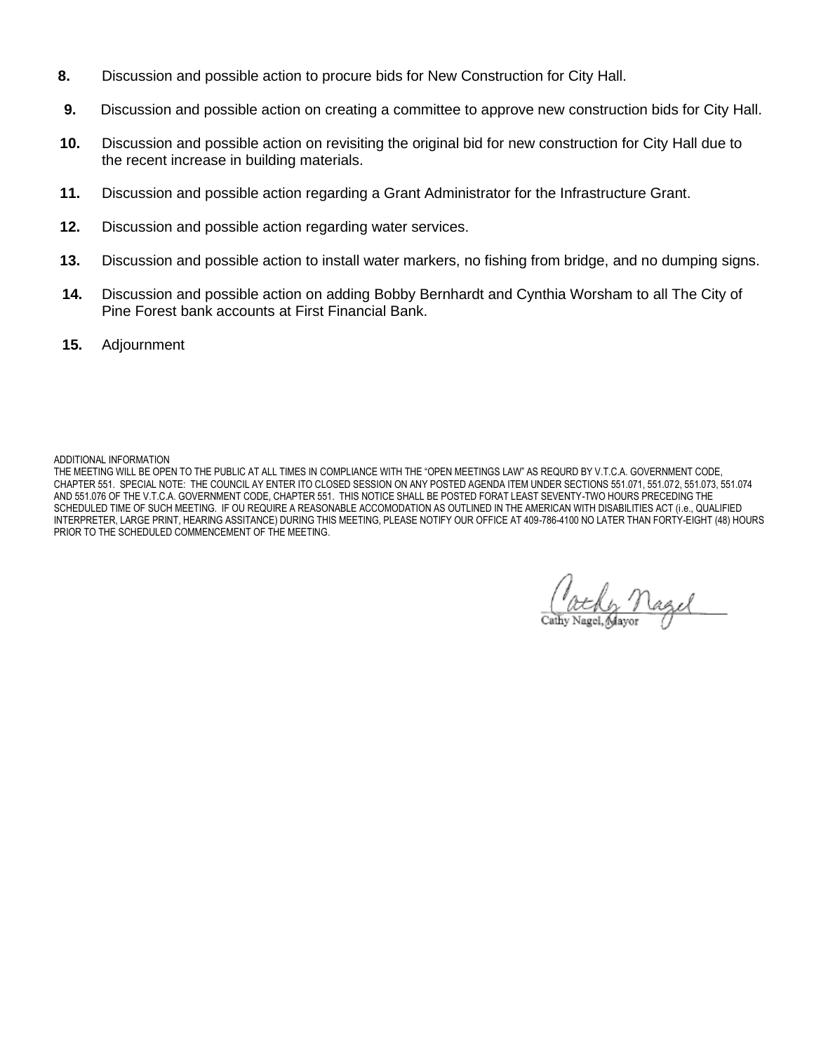**8.** Discussion and possible action to procure bids for New Construction for City Hall.

**9.** Discussion and possible action on creating a committee to approve new construction bids for City Hall.

**10.** Discussion and possible action on revisiting the original bid for new construction for City Hall due to the recent increase in building materials.

**11.** Discussion and possible action regarding a Grant Administrator for the Infrastructure Grant.

**12.** Discussion and possible action regarding water services.

**13.** Discussion and possible action to install water markers, no fishing from bridge, and no dumping signs.

**14.** Discussion and possible action on adding Bobby Bernhardt and Cynthia Worsham to all The City of Pine Forest bank accounts at First Financial Bank.

**15.** Adjournment

ADDITIONAL INFORMATION
THE MEETING WILL BE OPEN TO THE PUBLIC AT ALL TIMES IN COMPLIANCE WITH THE "OPEN MEETINGS LAW" AS REQURD BY V.T.C.A. GOVERNMENT CODE, CHAPTER 551. SPECIAL NOTE: THE COUNCIL AY ENTER ITO CLOSED SESSION ON ANY POSTED AGENDA ITEM UNDER SECTIONS 551.071, 551.072, 551.073, 551.074 AND 551.076 OF THE V.T.C.A. GOVERNMENT CODE, CHAPTER 551. THIS NOTICE SHALL BE POSTED FORAT LEAST SEVENTY-TWO HOURS PRECEDING THE SCHEDULED TIME OF SUCH MEETING. IF OU REQUIRE A REASONABLE ACCOMODATION AS OUTLINED IN THE AMERICAN WITH DISABILITIES ACT (i.e., QUALIFIED INTERPRETER, LARGE PRINT, HEARING ASSITANCE) DURING THIS MEETING, PLEASE NOTIFY OUR OFFICE AT 409-786-4100 NO LATER THAN FORTY-EIGHT (48) HOURS PRIOR TO THE SCHEDULED COMMENCEMENT OF THE MEETING.

Cathy Nagel

Cathy Nagel, Mayor